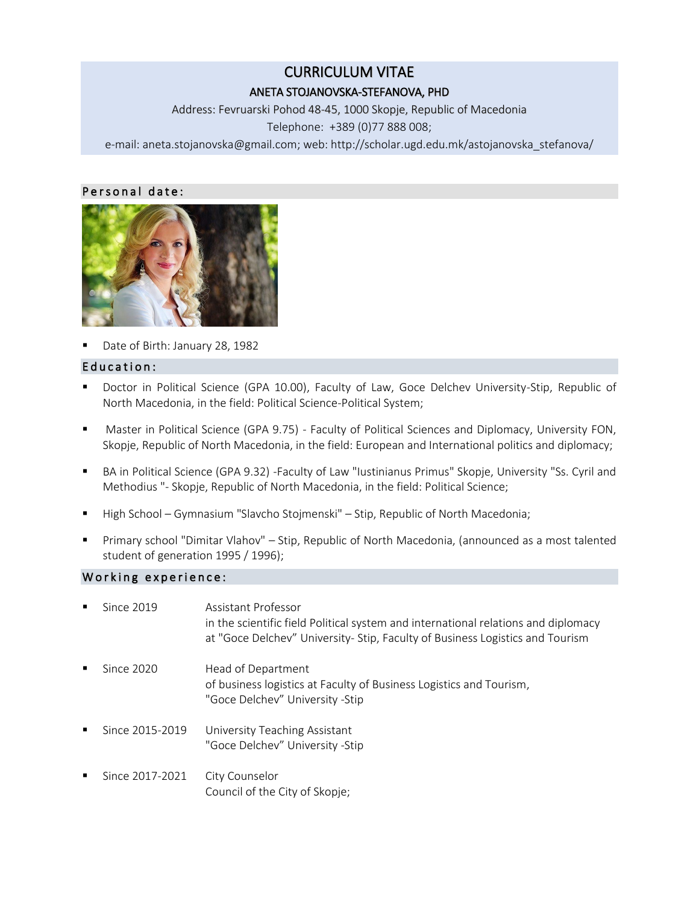# CURRICULUM VITAE

## ANETA STOJANOVSKA-STEFANOVA, PHD

Address: Fevruarski Pohod 48-45, 1000 Skopje, Republic of Macedonia

Telephone: +389 (0)77 888 008;

e-mail: aneta.stojanovska@gmail.com; web: http://scholar.ugd.edu.mk/astojanovska_stefanova/

## Personal date:

- Date of Birth: January 28, 1982

## Education:

- Doctor in Political Science (GPA 10.00), Faculty of Law, Goce Delchev University-Stip, Republic of North Macedonia, in the field: Political Science-Political System;
- Master in Political Science (GPA 9.75) - Faculty of Political Sciences and Diplomacy, University FON, Skopje, Republic of North Macedonia, in the field: European and International politics and diplomacy;
- BA in Political Science (GPA 9.32) -Faculty of Law "Iustinianus Primus" Skopje, University "Ss. Cyril and Methodius "- Skopje, Republic of North Macedonia, in the field: Political Science;
- High School – Gymnasium "Slavcho Stojmenski" – Stip, Republic of North Macedonia;
- Primary school "Dimitar Vlahov" – Stip, Republic of North Macedonia, (announced as a most talented student of generation 1995 / 1996);

## Working experience:

- Since 2019 — Assistant Professor
  in the scientific field Political system and international relations and diplomacy
  at "Goce Delchev" University- Stip, Faculty of Business Logistics and Tourism
- Since 2020 — Head of Department
  of business logistics at Faculty of Business Logistics and Tourism,
  "Goce Delchev" University -Stip
- Since 2015-2019 — University Teaching Assistant
  "Goce Delchev" University -Stip
- Since 2017-2021 — City Counselor
  Council of the City of Skopje;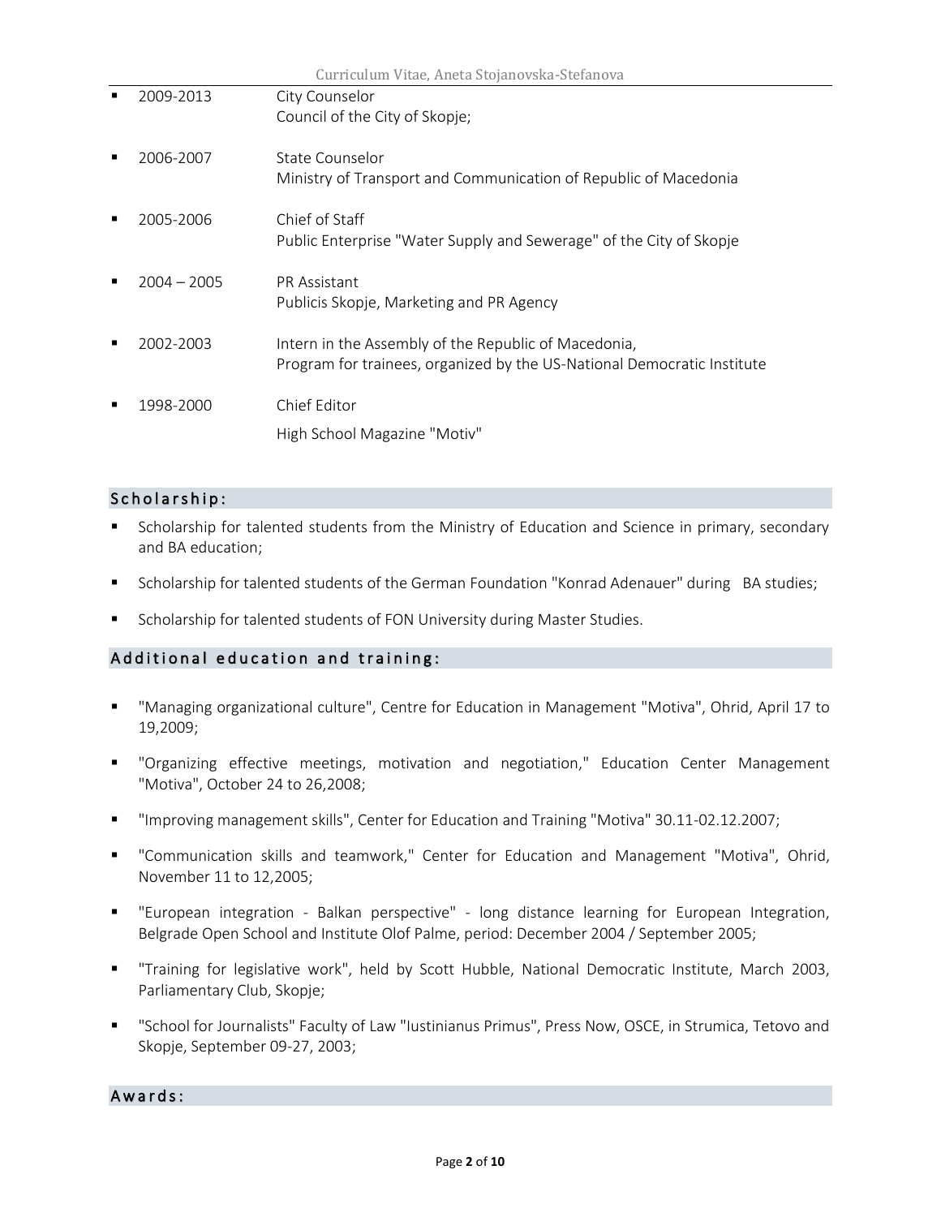- 2009-2013 City Counselor
  Council of the City of Skopje;

- 2006-2007 State Counselor
  Ministry of Transport and Communication of Republic of Macedonia

- 2005-2006 Chief of Staff
  Public Enterprise "Water Supply and Sewerage" of the City of Skopje

- 2004 – 2005 PR Assistant
  Publicis Skopje, Marketing and PR Agency

- 2002-2003 Intern in the Assembly of the Republic of Macedonia,
  Program for trainees, organized by the US-National Democratic Institute

- 1998-2000 Chief Editor
  High School Magazine "Motiv"

## Scholarship:

- Scholarship for talented students from the Ministry of Education and Science in primary, secondary and BA education;
- Scholarship for talented students of the German Foundation "Konrad Adenauer" during BA studies;
- Scholarship for talented students of FON University during Master Studies.

## Additional education and training:

- "Managing organizational culture", Centre for Education in Management "Motiva", Ohrid, April 17 to 19,2009;
- "Organizing effective meetings, motivation and negotiation," Education Center Management "Motiva", October 24 to 26,2008;
- "Improving management skills", Center for Education and Training "Motiva" 30.11-02.12.2007;
- "Communication skills and teamwork," Center for Education and Management "Motiva", Ohrid, November 11 to 12,2005;
- "European integration - Balkan perspective" - long distance learning for European Integration, Belgrade Open School and Institute Olof Palme, period: December 2004 / September 2005;
- "Training for legislative work", held by Scott Hubble, National Democratic Institute, March 2003, Parliamentary Club, Skopje;
- "School for Journalists" Faculty of Law "Iustinianus Primus", Press Now, OSCE, in Strumica, Tetovo and Skopje, September 09-27, 2003;

## Awards: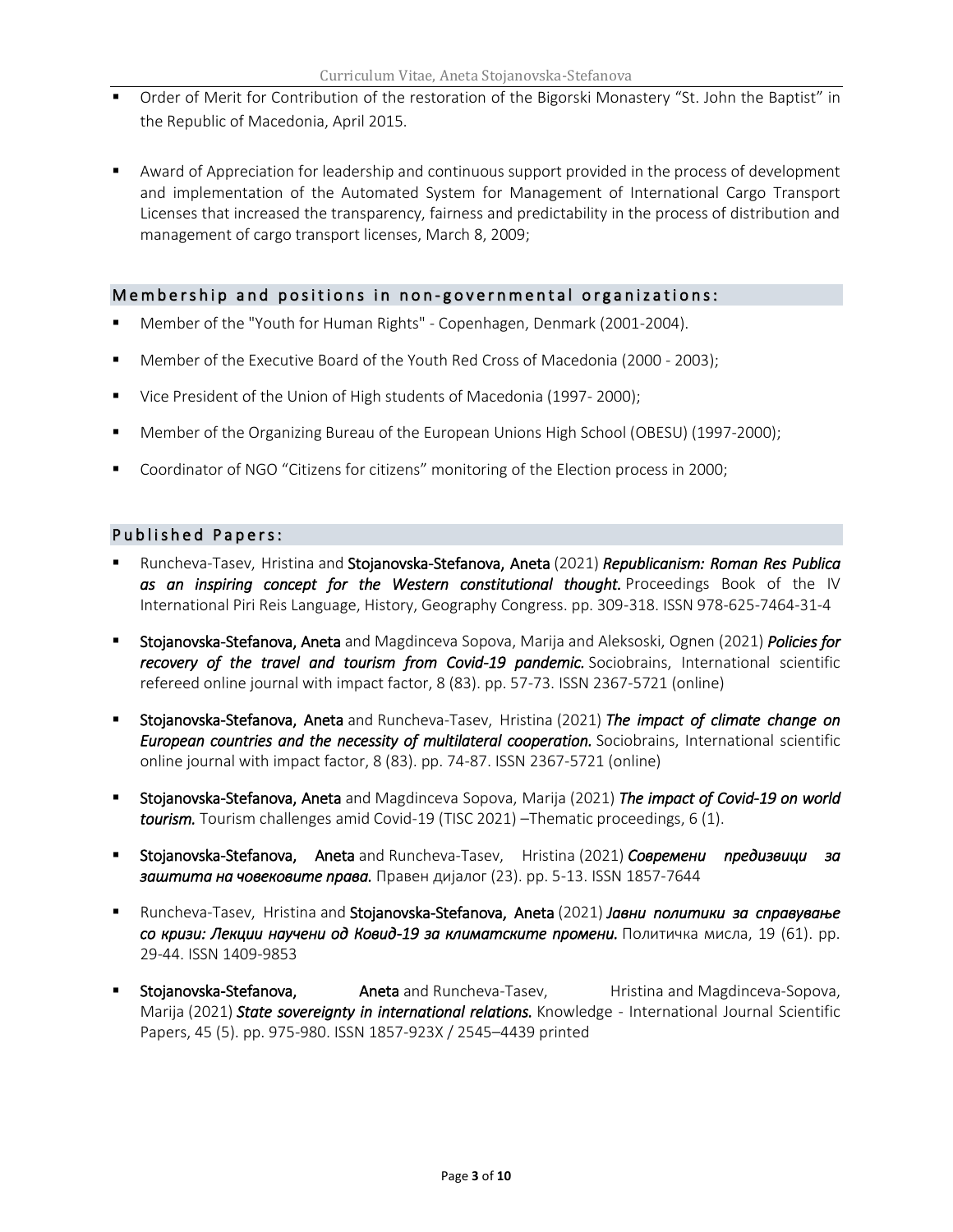- Order of Merit for Contribution of the restoration of the Bigorski Monastery "St. John the Baptist" in the Republic of Macedonia, April 2015.

- Award of Appreciation for leadership and continuous support provided in the process of development and implementation of the Automated System for Management of International Cargo Transport Licenses that increased the transparency, fairness and predictability in the process of distribution and management of cargo transport licenses, March 8, 2009;

## Membership and positions in non-governmental organizations:

- Member of the "Youth for Human Rights" - Copenhagen, Denmark (2001-2004).
- Member of the Executive Board of the Youth Red Cross of Macedonia (2000 - 2003);
- Vice President of the Union of High students of Macedonia (1997- 2000);
- Member of the Organizing Bureau of the European Unions High School (OBESU) (1997-2000);
- Coordinator of NGO "Citizens for citizens" monitoring of the Election process in 2000;

## Published Papers:

- Runcheva-Tasev, Hristina and **Stojanovska-Stefanova, Aneta** (2021) ***Republicanism: Roman Res Publica as an inspiring concept for the Western constitutional thought.*** Proceedings Book of the IV International Piri Reis Language, History, Geography Congress. pp. 309-318. ISSN 978-625-7464-31-4
- **Stojanovska-Stefanova, Aneta** and Magdinceva Sopova, Marija and Aleksoski, Ognen (2021) ***Policies for recovery of the travel and tourism from Covid-19 pandemic.*** Sociobrains, International scientific refereed online journal with impact factor, 8 (83). pp. 57-73. ISSN 2367-5721 (online)
- **Stojanovska-Stefanova, Aneta** and Runcheva-Tasev, Hristina (2021) ***The impact of climate change on European countries and the necessity of multilateral cooperation.*** Sociobrains, International scientific online journal with impact factor, 8 (83). pp. 74-87. ISSN 2367-5721 (online)
- **Stojanovska-Stefanova, Aneta** and Magdinceva Sopova, Marija (2021) ***The impact of Covid-19 on world tourism.*** Tourism challenges amid Covid-19 (TISC 2021) –Thematic proceedings, 6 (1).
- **Stojanovska-Stefanova, Aneta** and Runcheva-Tasev, Hristina (2021) ***Современи предизвици за заштита на човековите права.*** Правен дијалог (23). pp. 5-13. ISSN 1857-7644
- Runcheva-Tasev, Hristina and **Stojanovska-Stefanova, Aneta** (2021) ***Јавни политики за справување со кризи: Лекции научени од Ковид-19 за климатските промени.*** Политичка мисла, 19 (61). pp. 29-44. ISSN 1409-9853
- **Stojanovska-Stefanova, Aneta** and Runcheva-Tasev, Hristina and Magdinceva-Sopova, Marija (2021) ***State sovereignty in international relations.*** Knowledge - International Journal Scientific Papers, 45 (5). pp. 975-980. ISSN 1857-923X / 2545–4439 printed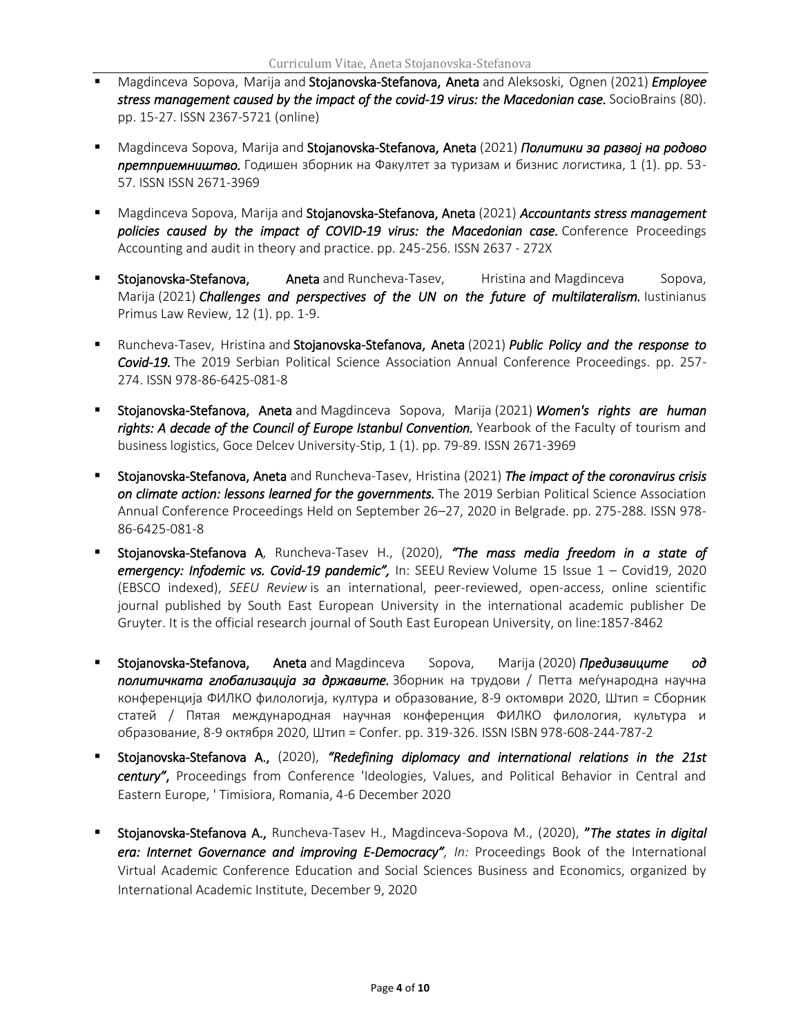- Magdinceva Sopova, Marija and **Stojanovska-Stefanova, Aneta** and Aleksoski, Ognen (2021) ***Employee stress management caused by the impact of the covid-19 virus: the Macedonian case.*** SocioBrains (80). pp. 15-27. ISSN 2367-5721 (online)

- Magdinceva Sopova, Marija and **Stojanovska-Stefanova, Aneta** (2021) ***Политики за развој на родово претприемништво.*** Годишен зборник на Факултет за туризам и бизнис логистика, 1 (1). pp. 53-57. ISSN ISSN 2671-3969

- Magdinceva Sopova, Marija and **Stojanovska-Stefanova, Aneta** (2021) ***Accountants stress management policies caused by the impact of COVID-19 virus: the Macedonian case.*** Conference Proceedings Accounting and audit in theory and practice. pp. 245-256. ISSN 2637 - 272X

- **Stojanovska-Stefanova, Aneta** and Runcheva-Tasev, Hristina and Magdinceva Sopova, Marija (2021) ***Challenges and perspectives of the UN on the future of multilateralism.*** Iustinianus Primus Law Review, 12 (1). pp. 1-9.

- Runcheva-Tasev, Hristina and **Stojanovska-Stefanova, Aneta** (2021) ***Public Policy and the response to Covid-19.*** The 2019 Serbian Political Science Association Annual Conference Proceedings. pp. 257-274. ISSN 978-86-6425-081-8

- **Stojanovska-Stefanova, Aneta** and Magdinceva Sopova, Marija (2021) ***Women's rights are human rights: A decade of the Council of Europe Istanbul Convention.*** Yearbook of the Faculty of tourism and business logistics, Goce Delcev University-Stip, 1 (1). pp. 79-89. ISSN 2671-3969

- **Stojanovska-Stefanova, Aneta** and Runcheva-Tasev, Hristina (2021) ***The impact of the coronavirus crisis on climate action: lessons learned for the governments.*** The 2019 Serbian Political Science Association Annual Conference Proceedings Held on September 26–27, 2020 in Belgrade. pp. 275-288. ISSN 978-86-6425-081-8

- **Stojanovska-Stefanova A**, Runcheva-Tasev H., (2020), ***"The mass media freedom in a state of emergency: Infodemic vs. Covid-19 pandemic",*** In: SEEU Review Volume 15 Issue 1 – Covid19, 2020 (EBSCO indexed), *SEEU Review* is an international, peer-reviewed, open-access, online scientific journal published by South East European University in the international academic publisher De Gruyter. It is the official research journal of South East European University, on line:1857-8462

- **Stojanovska-Stefanova, Aneta** and Magdinceva Sopova, Marija (2020) ***Предизвиците од политичката глобализација за државите.*** Зборник на трудови / Петта меѓународна научна конференција ФИЛКО филологија, култура и образование, 8-9 октомври 2020, Штип = Сборник статей / Пятая международная научная конференция ФИЛКО филология, культура и образование, 8-9 октября 2020, Штип = Confer. pp. 319-326. ISSN ISBN 978-608-244-787-2

- **Stojanovska-Stefanova A.,** (2020), ***"Redefining diplomacy and international relations in the 21st century",*** Proceedings from Conference 'Ideologies, Values, and Political Behavior in Central and Eastern Europe, ' Timisiora, Romania, 4-6 December 2020

- **Stojanovska-Stefanova A.,** Runcheva-Tasev H., Magdinceva-Sopova M., (2020), ***"The states in digital era: Internet Governance and improving E-Democracy",*** *In:* Proceedings Book of the International Virtual Academic Conference Education and Social Sciences Business and Economics, organized by International Academic Institute, December 9, 2020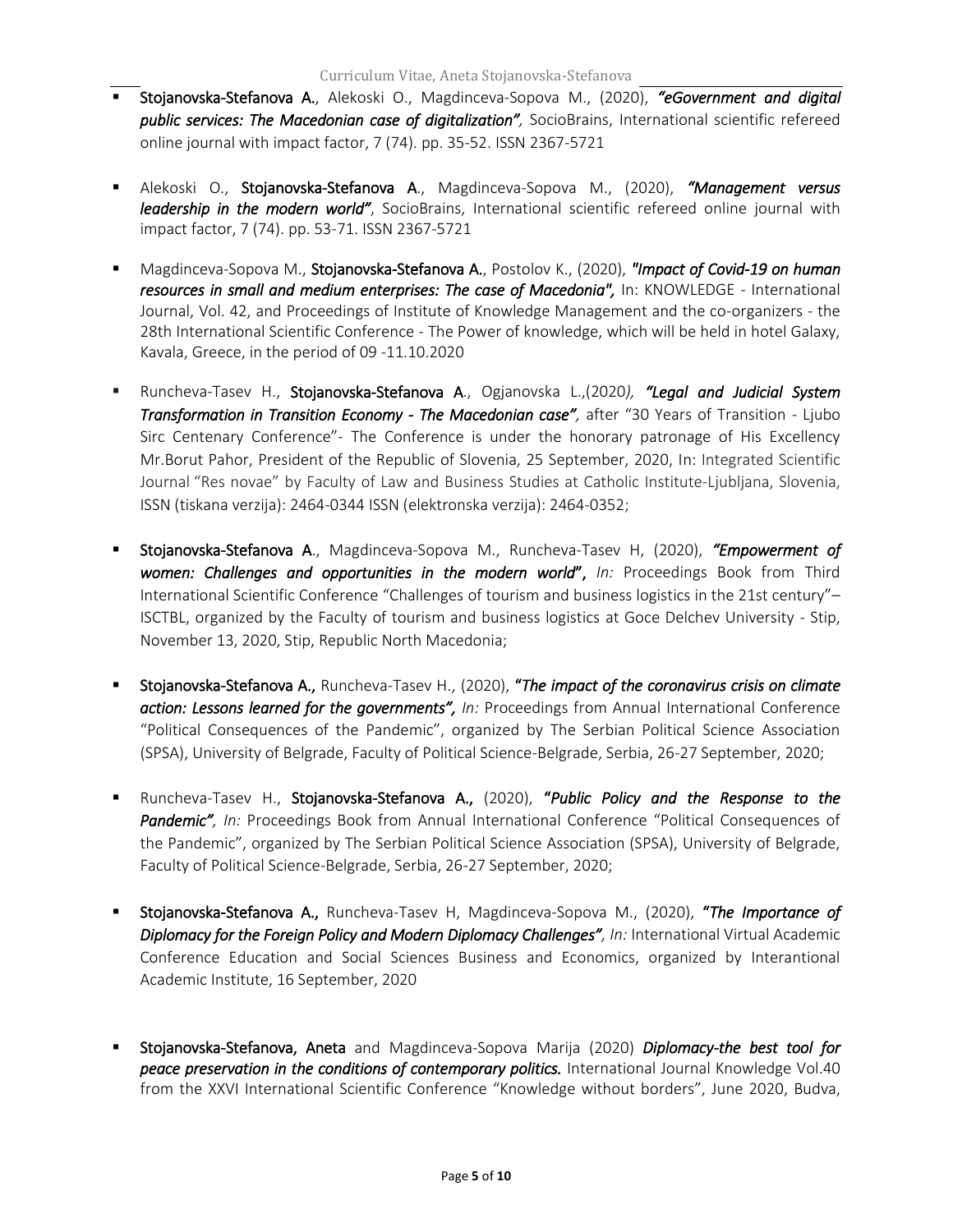- **Stojanovska-Stefanova A.**, Alekoski O., Magdinceva-Sopova M., (2020), ***"eGovernment and digital public services: The Macedonian case of digitalization"***, SocioBrains, International scientific refereed online journal with impact factor, 7 (74). pp. 35-52. ISSN 2367-5721

- Alekoski O., **Stojanovska-Stefanova A.**, Magdinceva-Sopova M., (2020), ***"Management versus leadership in the modern world"***, SocioBrains, International scientific refereed online journal with impact factor, 7 (74). pp. 53-71. ISSN 2367-5721

- Magdinceva-Sopova M., **Stojanovska-Stefanova A.**, Postolov K., (2020), ***"Impact of Covid-19 on human resources in small and medium enterprises: The case of Macedonia"***, In: KNOWLEDGE - International Journal, Vol. 42, and Proceedings of Institute of Knowledge Management and the co-organizers - the 28th International Scientific Conference - The Power of knowledge, which will be held in hotel Galaxy, Kavala, Greece, in the period of 09 -11.10.2020

- Runcheva-Tasev H., **Stojanovska-Stefanova A.**, Ogjanovska L.,(2020), ***"Legal and Judicial System Transformation in Transition Economy - The Macedonian case"***, after "30 Years of Transition - Ljubo Sirc Centenary Conference"- The Conference is under the honorary patronage of His Excellency Mr.Borut Pahor, President of the Republic of Slovenia, 25 September, 2020, In: Integrated Scientific Journal "Res novae" by Faculty of Law and Business Studies at Catholic Institute-Ljubljana, Slovenia, ISSN (tiskana verzija): 2464-0344 ISSN (elektronska verzija): 2464-0352;

- **Stojanovska-Stefanova A.**, Magdinceva-Sopova M., Runcheva-Tasev H, (2020), ***"Empowerment of women: Challenges and opportunities in the modern world"***, *In:* Proceedings Book from Third International Scientific Conference "Challenges of tourism and business logistics in the 21st century"– ISCTBL, organized by the Faculty of tourism and business logistics at Goce Delchev University - Stip, November 13, 2020, Stip, Republic North Macedonia;

- **Stojanovska-Stefanova A.**, Runcheva-Tasev H., (2020), ***"The impact of the coronavirus crisis on climate action: Lessons learned for the governments"***, *In:* Proceedings from Annual International Conference "Political Consequences of the Pandemic", organized by The Serbian Political Science Association (SPSA), University of Belgrade, Faculty of Political Science-Belgrade, Serbia, 26-27 September, 2020;

- Runcheva-Tasev H., **Stojanovska-Stefanova A.**, (2020), ***"Public Policy and the Response to the Pandemic"***, *In:* Proceedings Book from Annual International Conference "Political Consequences of the Pandemic", organized by The Serbian Political Science Association (SPSA), University of Belgrade, Faculty of Political Science-Belgrade, Serbia, 26-27 September, 2020;

- **Stojanovska-Stefanova A.**, Runcheva-Tasev H, Magdinceva-Sopova M., (2020), ***"The Importance of Diplomacy for the Foreign Policy and Modern Diplomacy Challenges"***, *In:* International Virtual Academic Conference Education and Social Sciences Business and Economics, organized by Interantional Academic Institute, 16 September, 2020

- **Stojanovska-Stefanova, Aneta** and Magdinceva-Sopova Marija (2020) ***Diplomacy-the best tool for peace preservation in the conditions of contemporary politics.*** International Journal Knowledge Vol.40 from the XXVI International Scientific Conference "Knowledge without borders", June 2020, Budva,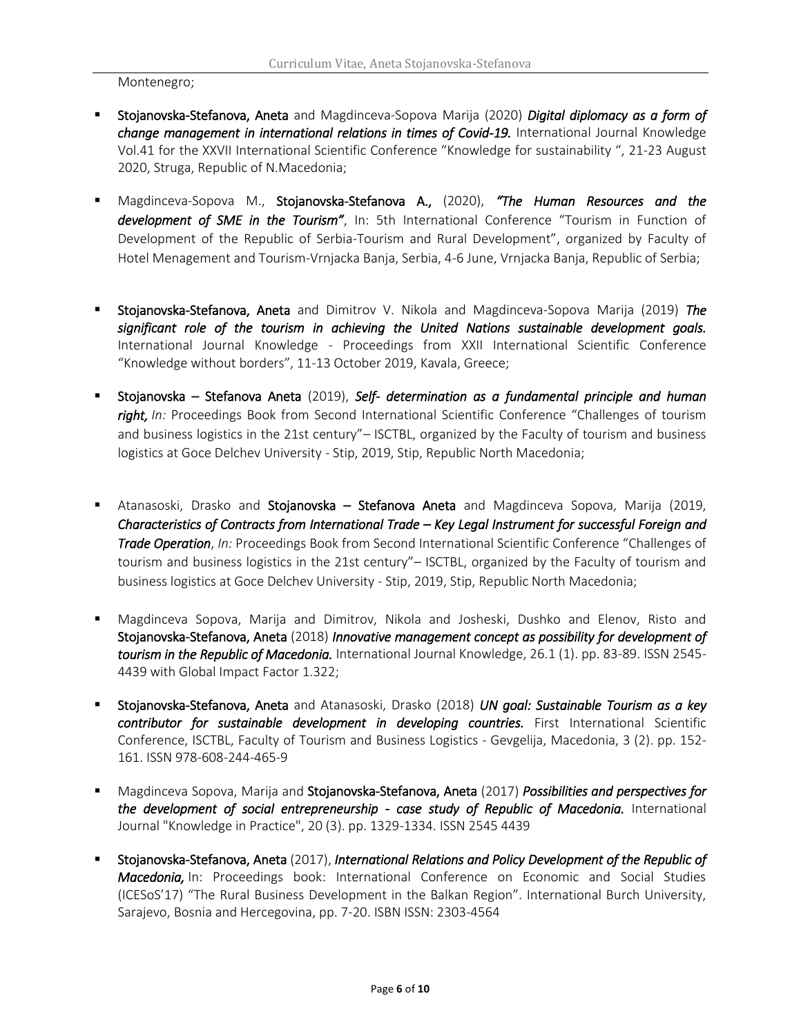Montenegro;

- **Stojanovska-Stefanova, Aneta** and Magdinceva-Sopova Marija (2020) ***Digital diplomacy as a form of change management in international relations in times of Covid-19.*** International Journal Knowledge Vol.41 for the XXVII International Scientific Conference "Knowledge for sustainability ", 21-23 August 2020, Struga, Republic of N.Macedonia;

- Magdinceva-Sopova M., **Stojanovska-Stefanova A.,** (2020), ***"The Human Resources and the development of SME in the Tourism"***, In: 5th International Conference "Tourism in Function of Development of the Republic of Serbia-Tourism and Rural Development", organized by Faculty of Hotel Menagement and Tourism-Vrnjacka Banja, Serbia, 4-6 June, Vrnjacka Banja, Republic of Serbia;

- **Stojanovska-Stefanova, Aneta** and Dimitrov V. Nikola and Magdinceva-Sopova Marija (2019) ***The significant role of the tourism in achieving the United Nations sustainable development goals.*** International Journal Knowledge - Proceedings from XXII International Scientific Conference "Knowledge without borders", 11-13 October 2019, Kavala, Greece;

- **Stojanovska – Stefanova Aneta** (2019), ***Self- determination as a fundamental principle and human right,*** *In:* Proceedings Book from Second International Scientific Conference "Challenges of tourism and business logistics in the 21st century"– ISCTBL, organized by the Faculty of tourism and business logistics at Goce Delchev University - Stip, 2019, Stip, Republic North Macedonia;

- Atanasoski, Drasko and **Stojanovska – Stefanova Aneta** and Magdinceva Sopova, Marija (2019, ***Characteristics of Contracts from International Trade – Key Legal Instrument for successful Foreign and Trade Operation***, *In:* Proceedings Book from Second International Scientific Conference "Challenges of tourism and business logistics in the 21st century"– ISCTBL, organized by the Faculty of tourism and business logistics at Goce Delchev University - Stip, 2019, Stip, Republic North Macedonia;

- Magdinceva Sopova, Marija and Dimitrov, Nikola and Josheski, Dushko and Elenov, Risto and **Stojanovska-Stefanova, Aneta** (2018) ***Innovative management concept as possibility for development of tourism in the Republic of Macedonia.*** International Journal Knowledge, 26.1 (1). pp. 83-89. ISSN 2545-4439 with Global Impact Factor 1.322;

- **Stojanovska-Stefanova, Aneta** and Atanasoski, Drasko (2018) ***UN goal: Sustainable Tourism as a key contributor for sustainable development in developing countries.*** First International Scientific Conference, ISCTBL, Faculty of Tourism and Business Logistics - Gevgelija, Macedonia, 3 (2). pp. 152-161. ISSN 978-608-244-465-9

- Magdinceva Sopova, Marija and **Stojanovska-Stefanova, Aneta** (2017) ***Possibilities and perspectives for the development of social entrepreneurship - case study of Republic of Macedonia.*** International Journal "Knowledge in Practice", 20 (3). pp. 1329-1334. ISSN 2545 4439

- **Stojanovska-Stefanova, Aneta** (2017), ***International Relations and Policy Development of the Republic of Macedonia,*** In: Proceedings book: International Conference on Economic and Social Studies (ICESoS'17) "The Rural Business Development in the Balkan Region". International Burch University, Sarajevo, Bosnia and Hercegovina, pp. 7-20. ISBN ISSN: 2303-4564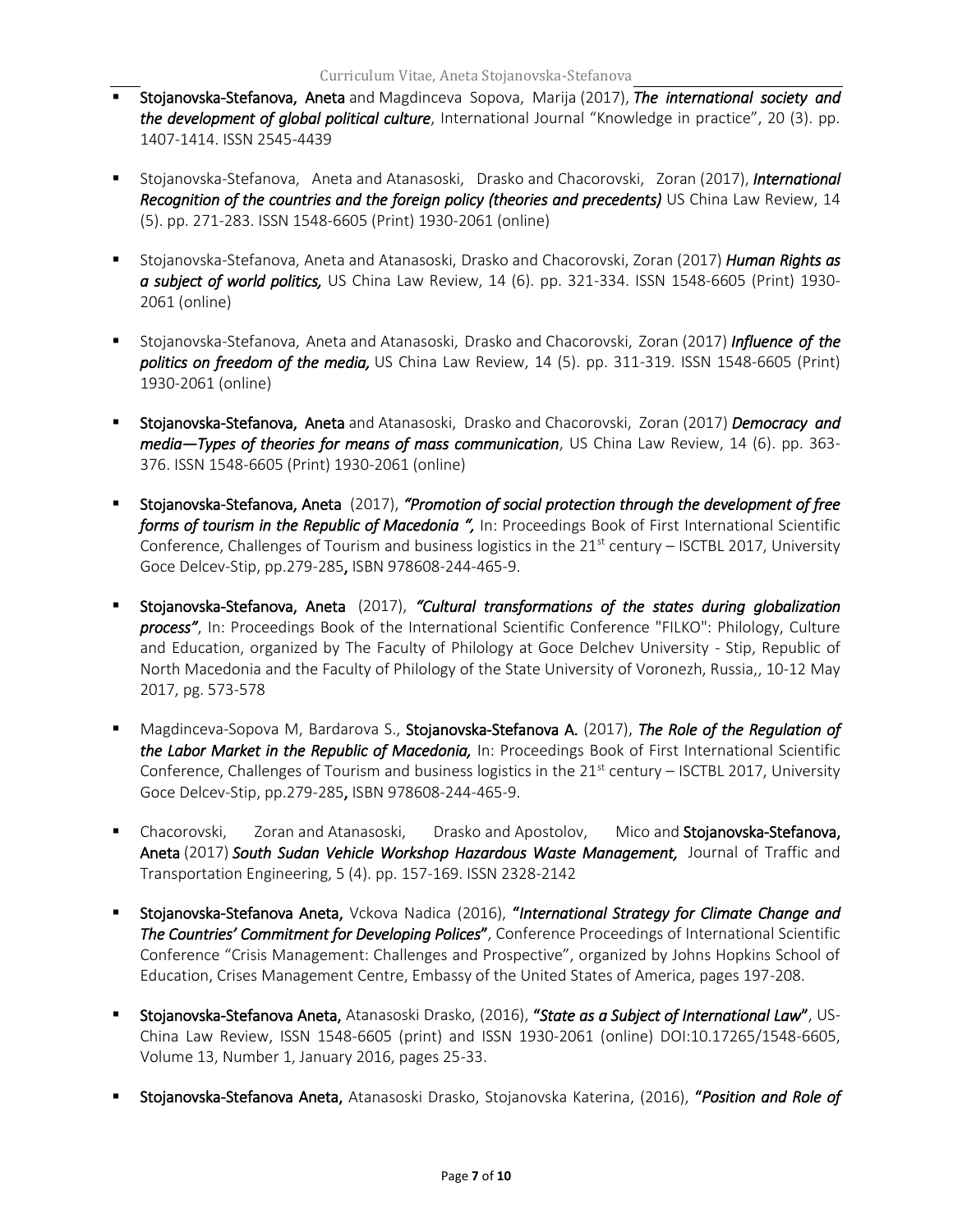- **Stojanovska-Stefanova, Aneta** and Magdinceva Sopova, Marija (2017), ***The international society and the development of global political culture***, International Journal "Knowledge in practice", 20 (3). pp. 1407-1414. ISSN 2545-4439

- Stojanovska-Stefanova, Aneta and Atanasoski, Drasko and Chacorovski, Zoran (2017), ***International Recognition of the countries and the foreign policy (theories and precedents)*** US China Law Review, 14 (5). pp. 271-283. ISSN 1548-6605 (Print) 1930-2061 (online)

- Stojanovska-Stefanova, Aneta and Atanasoski, Drasko and Chacorovski, Zoran (2017) ***Human Rights as a subject of world politics,*** US China Law Review, 14 (6). pp. 321-334. ISSN 1548-6605 (Print) 1930-2061 (online)

- Stojanovska-Stefanova, Aneta and Atanasoski, Drasko and Chacorovski, Zoran (2017) ***Influence of the politics on freedom of the media,*** US China Law Review, 14 (5). pp. 311-319. ISSN 1548-6605 (Print) 1930-2061 (online)

- **Stojanovska-Stefanova, Aneta** and Atanasoski, Drasko and Chacorovski, Zoran (2017) ***Democracy and media—Types of theories for means of mass communication***, US China Law Review, 14 (6). pp. 363-376. ISSN 1548-6605 (Print) 1930-2061 (online)

- **Stojanovska-Stefanova, Aneta** (2017), ***"Promotion of social protection through the development of free forms of tourism in the Republic of Macedonia ",*** In: Proceedings Book of First International Scientific Conference, Challenges of Tourism and business logistics in the 21st century – ISCTBL 2017, University Goce Delcev-Stip, pp.279-285**,** ISBN 978608-244-465-9.

- **Stojanovska-Stefanova, Aneta** (2017), ***"Cultural transformations of the states during globalization process"***, In: Proceedings Book of the International Scientific Conference "FILKO": Philology, Culture and Education, organized by The Faculty of Philology at Goce Delchev University - Stip, Republic of North Macedonia and the Faculty of Philology of the State University of Voronezh, Russia,, 10-12 May 2017, pg. 573-578

- Magdinceva-Sopova M, Bardarova S., **Stojanovska-Stefanova A.** (2017), ***The Role of the Regulation of the Labor Market in the Republic of Macedonia,*** In: Proceedings Book of First International Scientific Conference, Challenges of Tourism and business logistics in the 21st century – ISCTBL 2017, University Goce Delcev-Stip, pp.279-285**,** ISBN 978608-244-465-9.

- Chacorovski, Zoran and Atanasoski, Drasko and Apostolov, Mico and **Stojanovska-Stefanova, Aneta** (2017) ***South Sudan Vehicle Workshop Hazardous Waste Management,*** Journal of Traffic and Transportation Engineering, 5 (4). pp. 157-169. ISSN 2328-2142

- **Stojanovska-Stefanova Aneta,** Vckova Nadica (2016), **"*International Strategy for Climate Change and The Countries' Commitment for Developing Polices*"**, Conference Proceedings of International Scientific Conference "Crisis Management: Challenges and Prospective", organized by Johns Hopkins School of Education, Crises Management Centre, Embassy of the United States of America, pages 197-208.

- **Stojanovska-Stefanova Aneta,** Atanasoski Drasko, (2016), **"*State as a Subject of International Law*"**, US-China Law Review, ISSN 1548-6605 (print) and ISSN 1930-2061 (online) DOI:10.17265/1548-6605, Volume 13, Number 1, January 2016, pages 25-33.

- **Stojanovska-Stefanova Aneta,** Atanasoski Drasko, Stojanovska Katerina, (2016), **"*Position and Role of***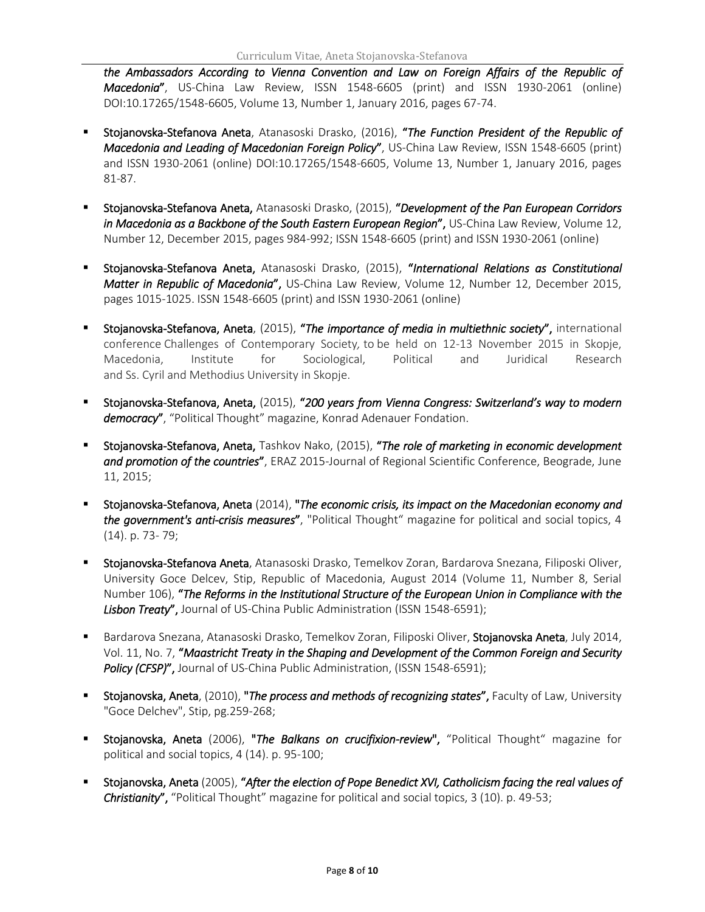*the Ambassadors According to Vienna Convention and Law on Foreign Affairs of the Republic of Macedonia*", US-China Law Review, ISSN 1548-6605 (print) and ISSN 1930-2061 (online) DOI:10.17265/1548-6605, Volume 13, Number 1, January 2016, pages 67-74.

- **Stojanovska-Stefanova Aneta**, Atanasoski Drasko, (2016), **"*The Function President of the Republic of Macedonia and Leading of Macedonian Foreign Policy*"**, US-China Law Review, ISSN 1548-6605 (print) and ISSN 1930-2061 (online) DOI:10.17265/1548-6605, Volume 13, Number 1, January 2016, pages 81-87.

- **Stojanovska-Stefanova Aneta,** Atanasoski Drasko, (2015), **"*Development of the Pan European Corridors in Macedonia as a Backbone of the South Eastern European Region*"**, US-China Law Review, Volume 12, Number 12, December 2015, pages 984-992; ISSN 1548-6605 (print) and ISSN 1930-2061 (online)

- **Stojanovska-Stefanova Aneta,** Atanasoski Drasko, (2015), **"*International Relations as Constitutional Matter in Republic of Macedonia*"**, US-China Law Review, Volume 12, Number 12, December 2015, pages 1015-1025. ISSN 1548-6605 (print) and ISSN 1930-2061 (online)

- **Stojanovska-Stefanova, Aneta**, (2015), **"*The importance of media in multiethnic society*"**, international conference Challenges of Contemporary Society, to be held on 12-13 November 2015 in Skopje, Macedonia, Institute for Sociological, Political and Juridical Research and Ss. Cyril and Methodius University in Skopje.

- **Stojanovska-Stefanova, Aneta,** (2015), **"*200 years from Vienna Congress: Switzerland's way to modern democracy*"**, "Political Thought" magazine, Konrad Adenauer Fondation.

- **Stojanovska-Stefanova, Aneta,** Tashkov Nako, (2015), **"*The role of marketing in economic development and promotion of the countries*"**, ERAZ 2015-Journal of Regional Scientific Conference, Beograde, June 11, 2015;

- **Stojanovska-Stefanova, Aneta** (2014), **"*The economic crisis, its impact on the Macedonian economy and the government's anti-crisis measures*"**, "Political Thought" magazine for political and social topics, 4 (14). p. 73- 79;

- **Stojanovska-Stefanova Aneta**, Atanasoski Drasko, Temelkov Zoran, Bardarova Snezana, Filiposki Oliver, University Goce Delcev, Stip, Republic of Macedonia, August 2014 (Volume 11, Number 8, Serial Number 106), **"*The Reforms in the Institutional Structure of the European Union in Compliance with the Lisbon Treaty*"**, Journal of US-China Public Administration (ISSN 1548-6591);

- Bardarova Snezana, Atanasoski Drasko, Temelkov Zoran, Filiposki Oliver, **Stojanovska Aneta**, July 2014, Vol. 11, No. 7, **"*Maastricht Treaty in the Shaping and Development of the Common Foreign and Security Policy (CFSP)*"**, Journal of US-China Public Administration, (ISSN 1548-6591);

- **Stojanovska, Aneta**, (2010), **"*The process and methods of recognizing states*"**, Faculty of Law, University "Goce Delchev", Stip, pg.259-268;

- **Stojanovska, Aneta** (2006), **"*The Balkans on crucifixion-review*"**, "Political Thought" magazine for political and social topics, 4 (14). p. 95-100;

- **Stojanovska, Aneta** (2005), **"*After the election of Pope Benedict XVI, Catholicism facing the real values of Christianity*"**, "Political Thought" magazine for political and social topics, 3 (10). p. 49-53;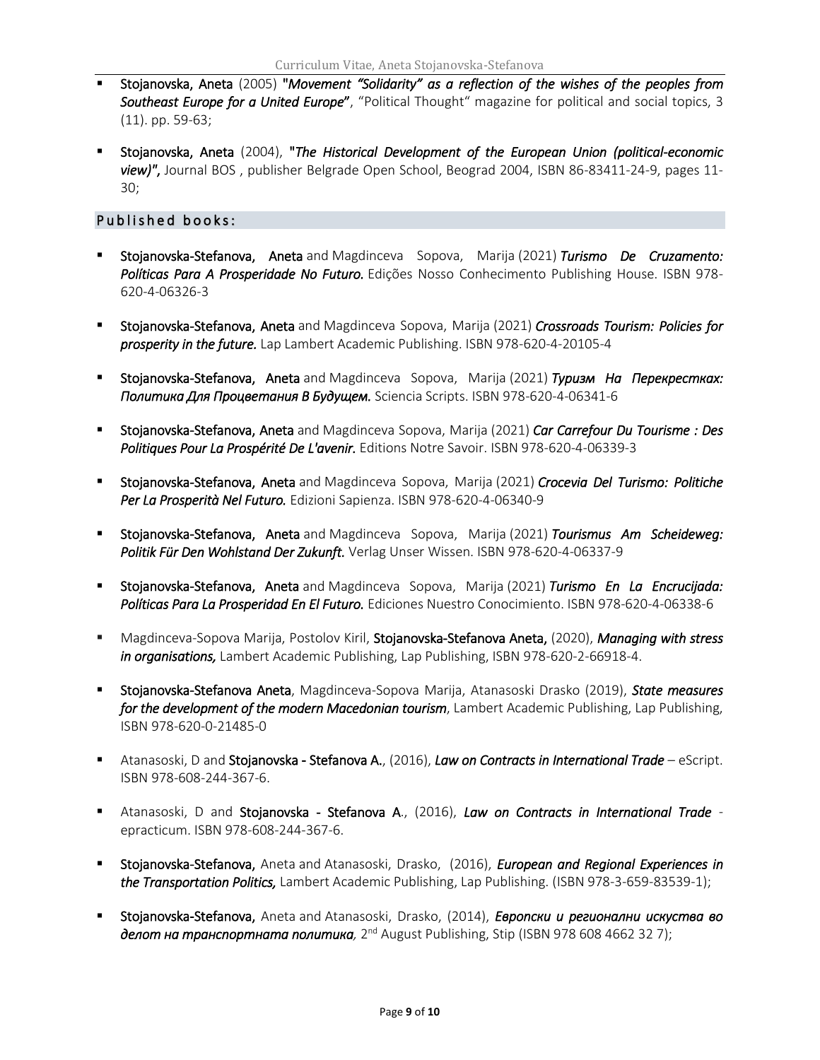- **Stojanovska, Aneta** (2005) "***Movement "Solidarity" as a reflection of the wishes of the peoples from Southeast Europe for a United Europe***", "Political Thought" magazine for political and social topics, 3 (11). pp. 59-63;

- **Stojanovska, Aneta** (2004), "***The Historical Development of the European Union (political-economic view)***", Journal BOS , publisher Belgrade Open School, Beograd 2004, ISBN 86-83411-24-9, pages 11-30;

## Published books:

- **Stojanovska-Stefanova, Aneta** and Magdinceva Sopova, Marija (2021) ***Turismo De Cruzamento: Políticas Para A Prosperidade No Futuro.*** Edições Nosso Conhecimento Publishing House. ISBN 978-620-4-06326-3

- **Stojanovska-Stefanova, Aneta** and Magdinceva Sopova, Marija (2021) ***Crossroads Tourism: Policies for prosperity in the future.*** Lap Lambert Academic Publishing. ISBN 978-620-4-20105-4

- **Stojanovska-Stefanova, Aneta** and Magdinceva Sopova, Marija (2021) ***Туризм На Перекрестках: Политика Для Процветания В Будущем.*** Sciencia Scripts. ISBN 978-620-4-06341-6

- **Stojanovska-Stefanova, Aneta** and Magdinceva Sopova, Marija (2021) ***Car Carrefour Du Tourisme : Des Politiques Pour La Prospérité De L'avenir.*** Editions Notre Savoir. ISBN 978-620-4-06339-3

- **Stojanovska-Stefanova, Aneta** and Magdinceva Sopova, Marija (2021) ***Crocevia Del Turismo: Politiche Per La Prosperità Nel Futuro.*** Edizioni Sapienza. ISBN 978-620-4-06340-9

- **Stojanovska-Stefanova, Aneta** and Magdinceva Sopova, Marija (2021) ***Tourismus Am Scheideweg: Politik Für Den Wohlstand Der Zukunft.*** Verlag Unser Wissen. ISBN 978-620-4-06337-9

- **Stojanovska-Stefanova, Aneta** and Magdinceva Sopova, Marija (2021) ***Turismo En La Encrucijada: Políticas Para La Prosperidad En El Futuro.*** Ediciones Nuestro Conocimiento. ISBN 978-620-4-06338-6

- Magdinceva-Sopova Marija, Postolov Kiril, **Stojanovska-Stefanova Aneta,** (2020), ***Managing with stress in organisations,*** Lambert Academic Publishing, Lap Publishing, ISBN 978-620-2-66918-4.

- **Stojanovska-Stefanova Aneta**, Magdinceva-Sopova Marija, Atanasoski Drasko (2019), ***State measures for the development of the modern Macedonian tourism***, Lambert Academic Publishing, Lap Publishing, ISBN 978-620-0-21485-0

- Atanasoski, D and **Stojanovska - Stefanova A.**, (2016), ***Law on Contracts in International Trade*** – eScript. ISBN 978-608-244-367-6.

- Atanasoski, D and **Stojanovska - Stefanova A**., (2016), ***Law on Contracts in International Trade*** - epracticum. ISBN 978-608-244-367-6.

- **Stojanovska-Stefanova,** Aneta and Atanasoski, Drasko, (2016), ***European and Regional Experiences in the Transportation Politics,*** Lambert Academic Publishing, Lap Publishing. (ISBN 978-3-659-83539-1);

- **Stojanovska-Stefanova,** Aneta and Atanasoski, Drasko, (2014), ***Европски и регионални искуства во делот на транспортната политика,*** 2nd August Publishing, Stip (ISBN 978 608 4662 32 7);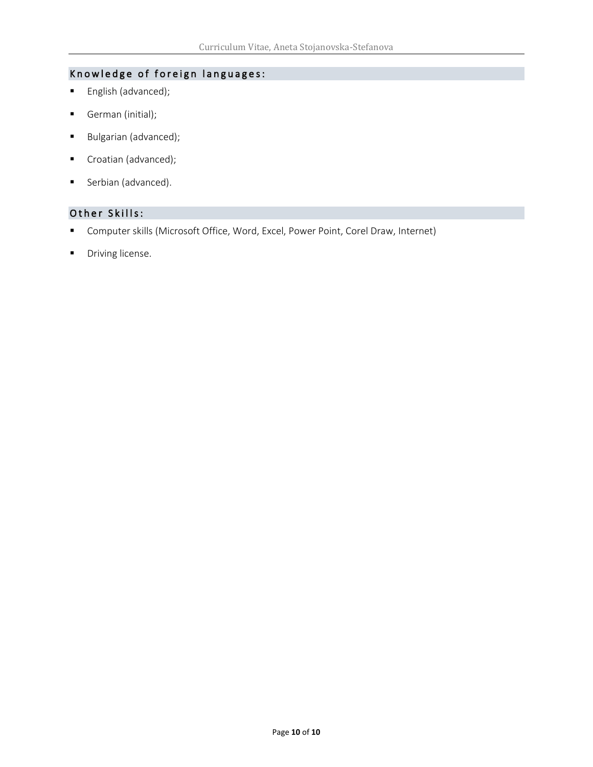## Knowledge of foreign languages:

- English (advanced);
- German (initial);
- Bulgarian (advanced);
- Croatian (advanced);
- Serbian (advanced).

## Other Skills:

- Computer skills (Microsoft Office, Word, Excel, Power Point, Corel Draw, Internet)
- Driving license.